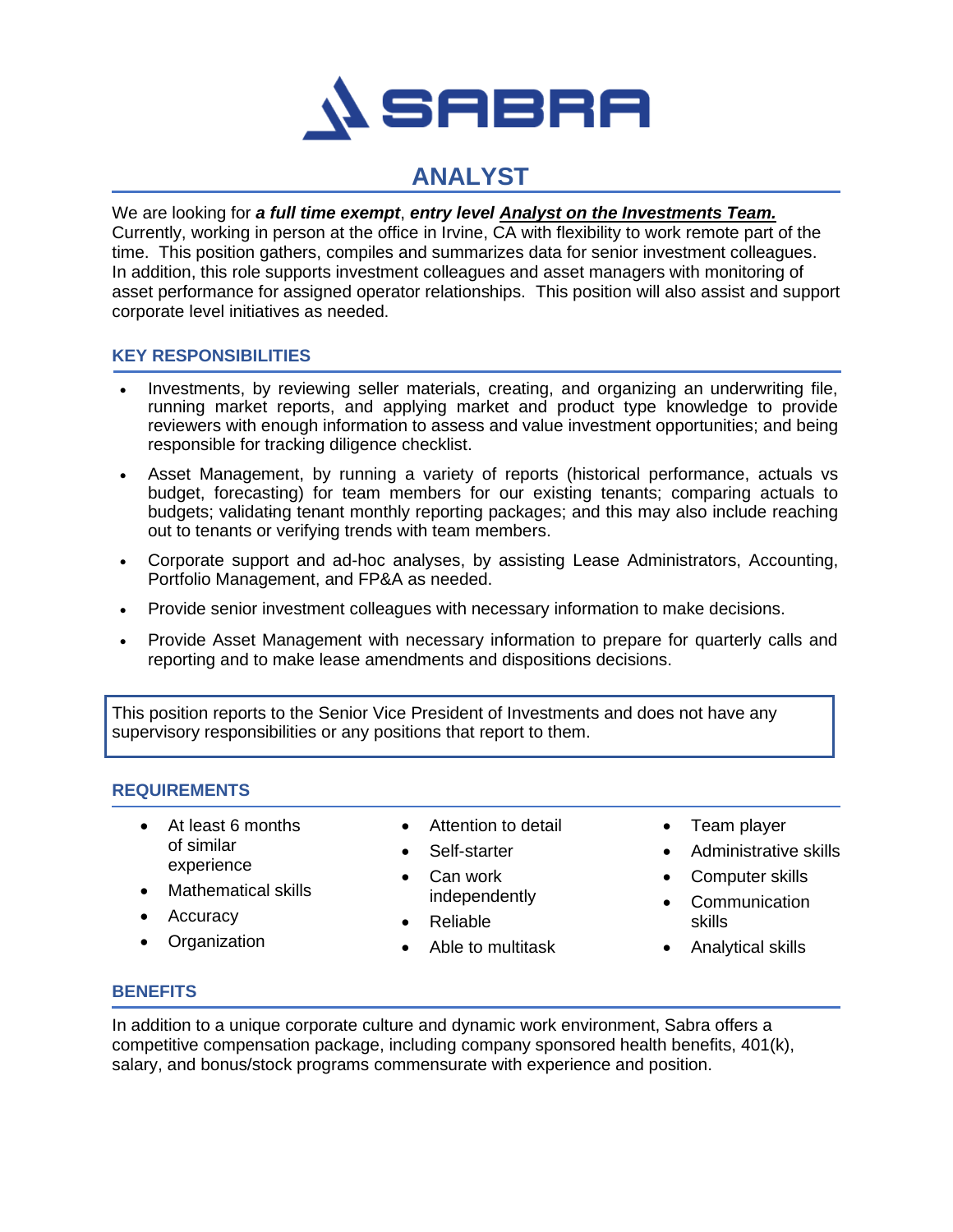# SABRA

## ANALYST

We are looking for ***a full time exempt***, ***entry level <u>Analyst on the Investments Team.</u>*** Currently, working in person at the office in Irvine, CA with flexibility to work remote part of the time. This position gathers, compiles and summarizes data for senior investment colleagues. In addition, this role supports investment colleagues and asset managers with monitoring of asset performance for assigned operator relationships. This position will also assist and support corporate level initiatives as needed.

### KEY RESPONSIBILITIES

- Investments, by reviewing seller materials, creating, and organizing an underwriting file, running market reports, and applying market and product type knowledge to provide reviewers with enough information to assess and value investment opportunities; and being responsible for tracking diligence checklist.
- Asset Management, by running a variety of reports (historical performance, actuals vs budget, forecasting) for team members for our existing tenants; comparing actuals to budgets; validating tenant monthly reporting packages; and this may also include reaching out to tenants or verifying trends with team members.
- Corporate support and ad-hoc analyses, by assisting Lease Administrators, Accounting, Portfolio Management, and FP&A as needed.
- Provide senior investment colleagues with necessary information to make decisions.
- Provide Asset Management with necessary information to prepare for quarterly calls and reporting and to make lease amendments and dispositions decisions.

This position reports to the Senior Vice President of Investments and does not have any supervisory responsibilities or any positions that report to them.

### REQUIREMENTS

- At least 6 months of similar experience
- Mathematical skills
- Accuracy
- Organization
- Attention to detail
- Self-starter
- Can work independently
- Reliable
- Able to multitask
- Team player
- Administrative skills
- Computer skills
- Communication skills
- Analytical skills

### BENEFITS

In addition to a unique corporate culture and dynamic work environment, Sabra offers a competitive compensation package, including company sponsored health benefits, 401(k), salary, and bonus/stock programs commensurate with experience and position.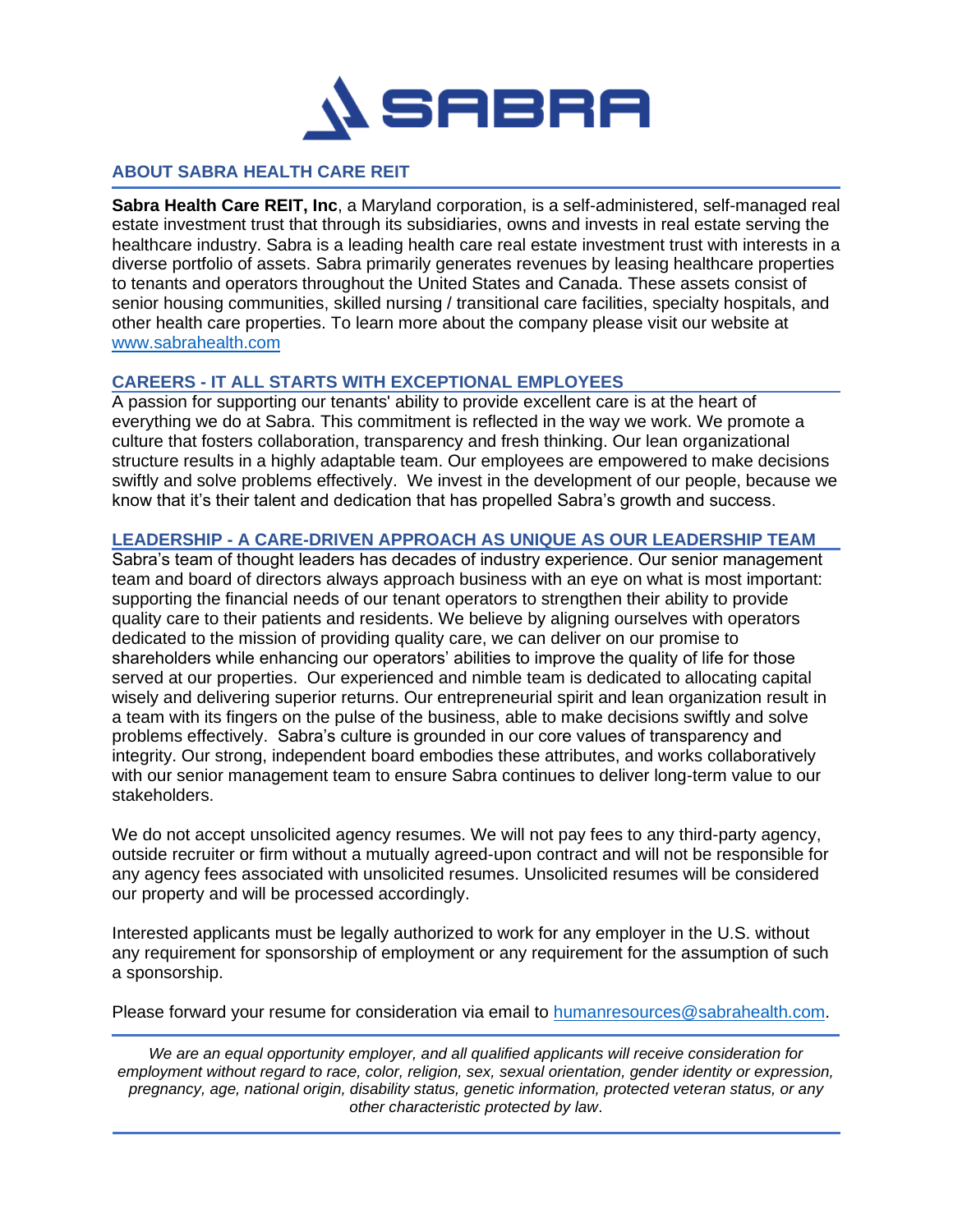## ABOUT SABRA HEALTH CARE REIT

**Sabra Health Care REIT, Inc**, a Maryland corporation, is a self-administered, self-managed real estate investment trust that through its subsidiaries, owns and invests in real estate serving the healthcare industry. Sabra is a leading health care real estate investment trust with interests in a diverse portfolio of assets. Sabra primarily generates revenues by leasing healthcare properties to tenants and operators throughout the United States and Canada. These assets consist of senior housing communities, skilled nursing / transitional care facilities, specialty hospitals, and other health care properties. To learn more about the company please visit our website at [www.sabrahealth.com](http://www.sabrahealth.com)

## CAREERS - IT ALL STARTS WITH EXCEPTIONAL EMPLOYEES

A passion for supporting our tenants' ability to provide excellent care is at the heart of everything we do at Sabra. This commitment is reflected in the way we work. We promote a culture that fosters collaboration, transparency and fresh thinking. Our lean organizational structure results in a highly adaptable team. Our employees are empowered to make decisions swiftly and solve problems effectively. We invest in the development of our people, because we know that it's their talent and dedication that has propelled Sabra's growth and success.

## LEADERSHIP - A CARE-DRIVEN APPROACH AS UNIQUE AS OUR LEADERSHIP TEAM

Sabra's team of thought leaders has decades of industry experience. Our senior management team and board of directors always approach business with an eye on what is most important: supporting the financial needs of our tenant operators to strengthen their ability to provide quality care to their patients and residents. We believe by aligning ourselves with operators dedicated to the mission of providing quality care, we can deliver on our promise to shareholders while enhancing our operators' abilities to improve the quality of life for those served at our properties. Our experienced and nimble team is dedicated to allocating capital wisely and delivering superior returns. Our entrepreneurial spirit and lean organization result in a team with its fingers on the pulse of the business, able to make decisions swiftly and solve problems effectively. Sabra's culture is grounded in our core values of transparency and integrity. Our strong, independent board embodies these attributes, and works collaboratively with our senior management team to ensure Sabra continues to deliver long-term value to our stakeholders.

We do not accept unsolicited agency resumes. We will not pay fees to any third-party agency, outside recruiter or firm without a mutually agreed-upon contract and will not be responsible for any agency fees associated with unsolicited resumes. Unsolicited resumes will be considered our property and will be processed accordingly.

Interested applicants must be legally authorized to work for any employer in the U.S. without any requirement for sponsorship of employment or any requirement for the assumption of such a sponsorship.

Please forward your resume for consideration via email to [humanresources@sabrahealth.com](mailto:humanresources@sabrahealth.com).

---

*We are an equal opportunity employer, and all qualified applicants will receive consideration for employment without regard to race, color, religion, sex, sexual orientation, gender identity or expression, pregnancy, age, national origin, disability status, genetic information, protected veteran status, or any other characteristic protected by law.*